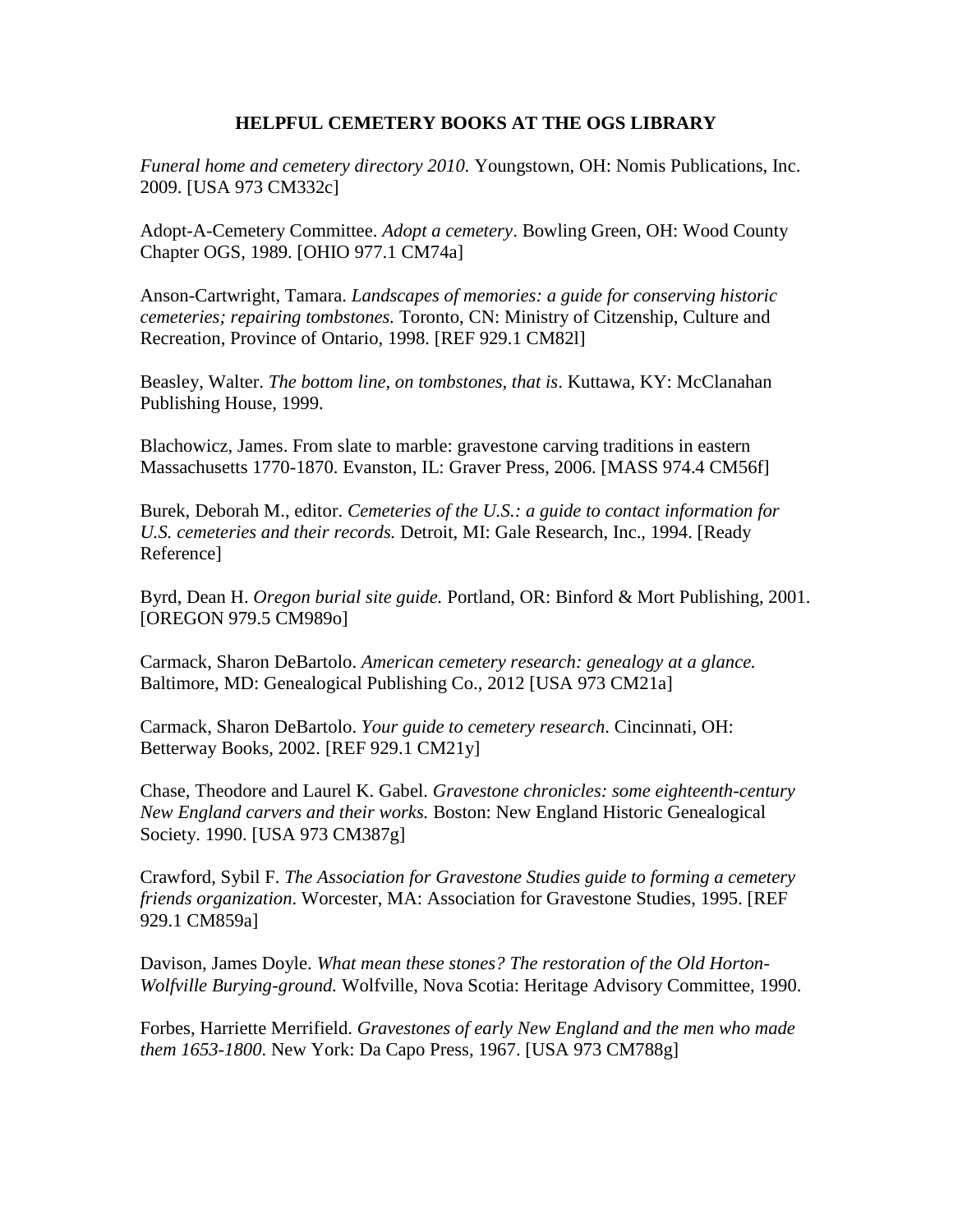# HELPFUL CEMETERY BOOKS AT THE OGS LIBRARY

*Funeral home and cemetery directory 2010.* Youngstown, OH: Nomis Publications, Inc. 2009. [USA 973 CM332c]

Adopt-A-Cemetery Committee. *Adopt a cemetery*. Bowling Green, OH: Wood County Chapter OGS, 1989. [OHIO 977.1 CM74a]

Anson-Cartwright, Tamara. *Landscapes of memories: a guide for conserving historic cemeteries; repairing tombstones.* Toronto, CN: Ministry of Citzenship, Culture and Recreation, Province of Ontario, 1998. [REF 929.1 CM82l]

Beasley, Walter. *The bottom line, on tombstones, that is*. Kuttawa, KY: McClanahan Publishing House, 1999.

Blachowicz, James. From slate to marble: gravestone carving traditions in eastern Massachusetts 1770-1870. Evanston, IL: Graver Press, 2006. [MASS 974.4 CM56f]

Burek, Deborah M., editor. *Cemeteries of the U.S.: a guide to contact information for U.S. cemeteries and their records.* Detroit, MI: Gale Research, Inc., 1994. [Ready Reference]

Byrd, Dean H. *Oregon burial site guide.* Portland, OR: Binford & Mort Publishing, 2001. [OREGON 979.5 CM989o]

Carmack, Sharon DeBartolo. *American cemetery research: genealogy at a glance.* Baltimore, MD: Genealogical Publishing Co., 2012 [USA 973 CM21a]

Carmack, Sharon DeBartolo. *Your guide to cemetery research*. Cincinnati, OH: Betterway Books, 2002. [REF 929.1 CM21y]

Chase, Theodore and Laurel K. Gabel. *Gravestone chronicles: some eighteenth-century New England carvers and their works.* Boston: New England Historic Genealogical Society. 1990. [USA 973 CM387g]

Crawford, Sybil F. *The Association for Gravestone Studies guide to forming a cemetery friends organization*. Worcester, MA: Association for Gravestone Studies, 1995. [REF 929.1 CM859a]

Davison, James Doyle. *What mean these stones? The restoration of the Old Horton-Wolfville Burying-ground.* Wolfville, Nova Scotia: Heritage Advisory Committee, 1990.

Forbes, Harriette Merrifield. *Gravestones of early New England and the men who made them 1653-1800*. New York: Da Capo Press, 1967. [USA 973 CM788g]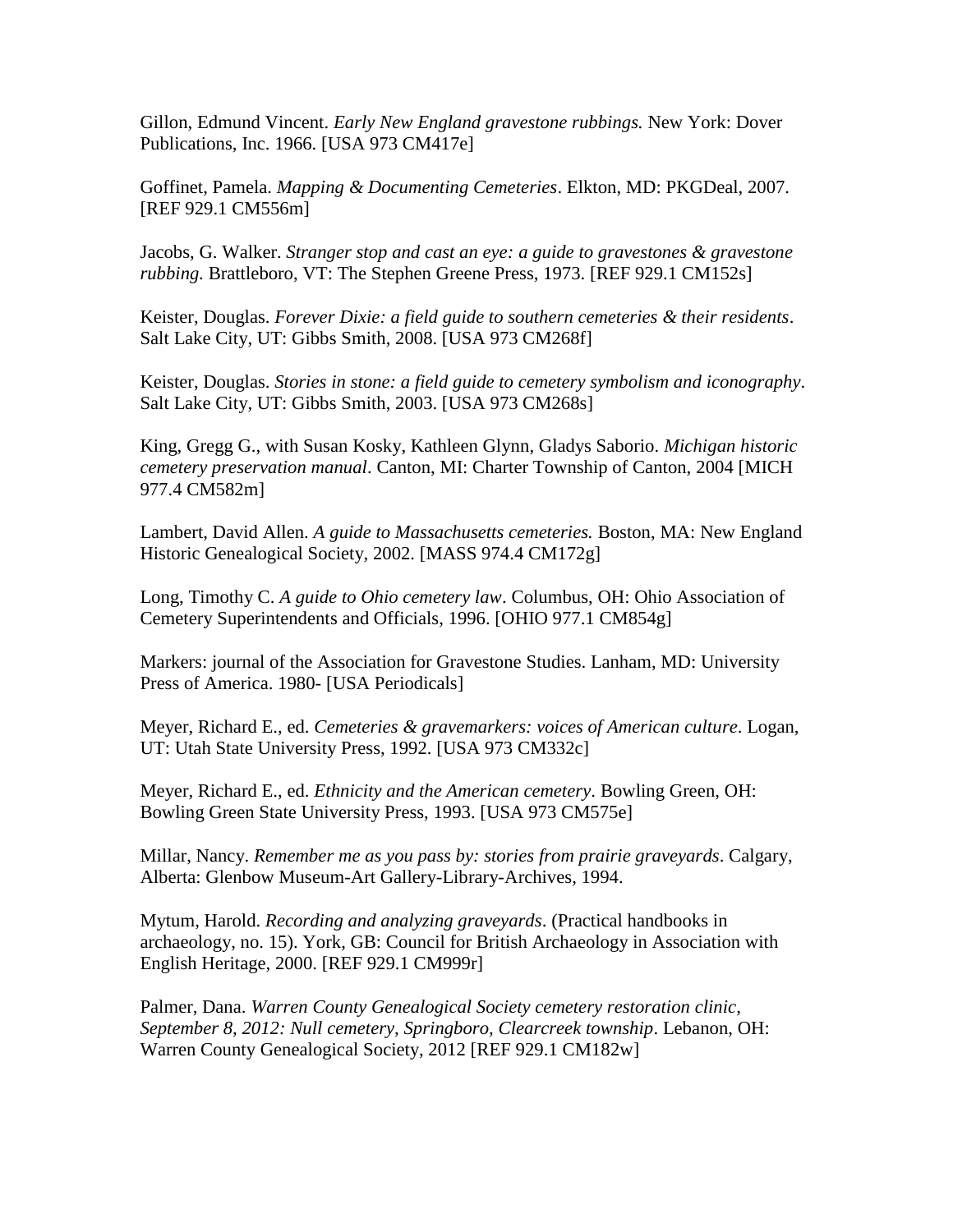Gillon, Edmund Vincent. *Early New England gravestone rubbings.* New York: Dover Publications, Inc. 1966. [USA 973 CM417e]

Goffinet, Pamela. *Mapping & Documenting Cemeteries*. Elkton, MD: PKGDeal, 2007. [REF 929.1 CM556m]

Jacobs, G. Walker. *Stranger stop and cast an eye: a guide to gravestones & gravestone rubbing.* Brattleboro, VT: The Stephen Greene Press, 1973. [REF 929.1 CM152s]

Keister, Douglas. *Forever Dixie: a field guide to southern cemeteries & their residents*. Salt Lake City, UT: Gibbs Smith, 2008. [USA 973 CM268f]

Keister, Douglas. *Stories in stone: a field guide to cemetery symbolism and iconography*. Salt Lake City, UT: Gibbs Smith, 2003. [USA 973 CM268s]

King, Gregg G., with Susan Kosky, Kathleen Glynn, Gladys Saborio. *Michigan historic cemetery preservation manual*. Canton, MI: Charter Township of Canton, 2004 [MICH 977.4 CM582m]

Lambert, David Allen. *A guide to Massachusetts cemeteries.* Boston, MA: New England Historic Genealogical Society, 2002. [MASS 974.4 CM172g]

Long, Timothy C. *A guide to Ohio cemetery law*. Columbus, OH: Ohio Association of Cemetery Superintendents and Officials, 1996. [OHIO 977.1 CM854g]

Markers: journal of the Association for Gravestone Studies. Lanham, MD: University Press of America. 1980- [USA Periodicals]

Meyer, Richard E., ed. *Cemeteries & gravemarkers: voices of American culture*. Logan, UT: Utah State University Press, 1992. [USA 973 CM332c]

Meyer, Richard E., ed. *Ethnicity and the American cemetery*. Bowling Green, OH: Bowling Green State University Press, 1993. [USA 973 CM575e]

Millar, Nancy. *Remember me as you pass by: stories from prairie graveyards*. Calgary, Alberta: Glenbow Museum-Art Gallery-Library-Archives, 1994.

Mytum, Harold. *Recording and analyzing graveyards*. (Practical handbooks in archaeology, no. 15). York, GB: Council for British Archaeology in Association with English Heritage, 2000. [REF 929.1 CM999r]

Palmer, Dana. *Warren County Genealogical Society cemetery restoration clinic, September 8, 2012: Null cemetery, Springboro, Clearcreek township*. Lebanon, OH: Warren County Genealogical Society, 2012 [REF 929.1 CM182w]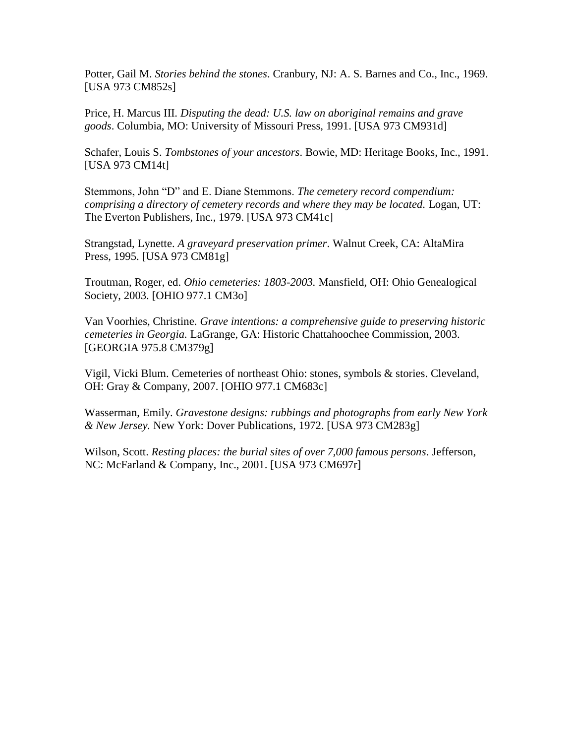Potter, Gail M. *Stories behind the stones*. Cranbury, NJ: A. S. Barnes and Co., Inc., 1969. [USA 973 CM852s]

Price, H. Marcus III. *Disputing the dead: U.S. law on aboriginal remains and grave goods*. Columbia, MO: University of Missouri Press, 1991. [USA 973 CM931d]

Schafer, Louis S. *Tombstones of your ancestors*. Bowie, MD: Heritage Books, Inc., 1991. [USA 973 CM14t]

Stemmons, John "D" and E. Diane Stemmons. *The cemetery record compendium: comprising a directory of cemetery records and where they may be located.* Logan, UT: The Everton Publishers, Inc., 1979. [USA 973 CM41c]

Strangstad, Lynette. *A graveyard preservation primer*. Walnut Creek, CA: AltaMira Press, 1995. [USA 973 CM81g]

Troutman, Roger, ed. *Ohio cemeteries: 1803-2003.* Mansfield, OH: Ohio Genealogical Society, 2003. [OHIO 977.1 CM3o]

Van Voorhies, Christine. *Grave intentions: a comprehensive guide to preserving historic cemeteries in Georgia.* LaGrange, GA: Historic Chattahoochee Commission, 2003. [GEORGIA 975.8 CM379g]

Vigil, Vicki Blum. Cemeteries of northeast Ohio: stones, symbols & stories. Cleveland, OH: Gray & Company, 2007. [OHIO 977.1 CM683c]

Wasserman, Emily. *Gravestone designs: rubbings and photographs from early New York & New Jersey.* New York: Dover Publications, 1972. [USA 973 CM283g]

Wilson, Scott. *Resting places: the burial sites of over 7,000 famous persons*. Jefferson, NC: McFarland & Company, Inc., 2001. [USA 973 CM697r]